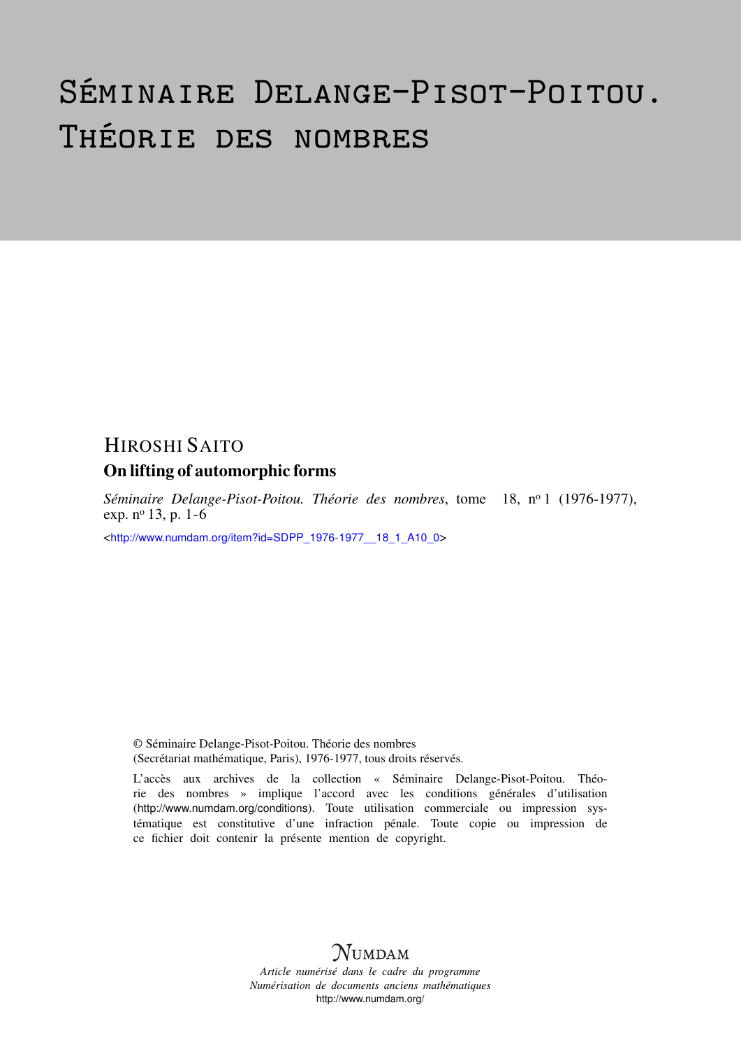# Séminaire Delange-Pisot-Poitou. Théorie des nombres

## Hiroshi Saito

### On lifting of automorphic forms

*Séminaire Delange-Pisot-Poitou. Théorie des nombres*, tome 18, n° 1 (1976-1977), exp. n° 13, p. 1-6

<http://www.numdam.org/item?id=SDPP_1976-1977__18_1_A10_0>

© Séminaire Delange-Pisot-Poitou. Théorie des nombres (Secrétariat mathématique, Paris), 1976-1977, tous droits réservés.

L'accès aux archives de la collection « Séminaire Delange-Pisot-Poitou. Théorie des nombres » implique l'accord avec les conditions générales d'utilisation (http://www.numdam.org/conditions). Toute utilisation commerciale ou impression systématique est constitutive d'une infraction pénale. Toute copie ou impression de ce fichier doit contenir la présente mention de copyright.

*Article numérisé dans le cadre du programme Numérisation de documents anciens mathématiques*
http://www.numdam.org/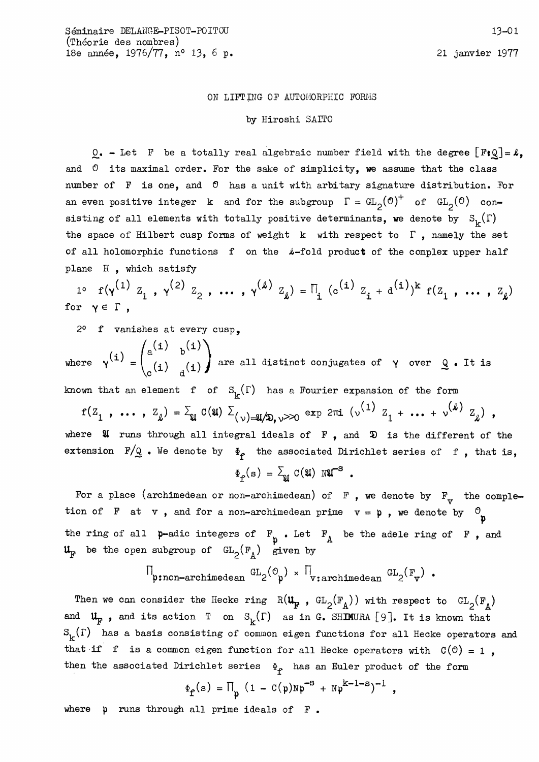# ON LIFTING OF AUTOMORPHIC FORMS

by Hiroshi SAITO

0\. - Let $F$ be a totally real algebraic number field with the degree $[F:\mathbb{Q}] = \ell$, and $\mathcal{O}$ its maximal order. For the sake of simplicity, we assume that the class number of $F$ is one, and $\mathcal{O}$ has a unit with arbitary signature distribution. For an even positive integer $k$ and for the subgroup $\Gamma = GL_2(\mathcal{O})^+$ of $GL_2(\mathcal{O})$ consisting of all elements with totally positive determinants, we denote by $S_k(\Gamma)$ the space of Hilbert cusp forms of weight $k$ with respect to $\Gamma$, namely the set of all holomorphic functions $f$ on the $\ell$-fold product of the complex upper half plane $H$, which satisfy

1° $f(\gamma^{(1)} z_1, \gamma^{(2)} z_2, \ldots, \gamma^{(\ell)} z_\ell) = \prod_i (c^{(i)} z_i + d^{(i)})^k f(z_1, \ldots, z_\ell)$ for $\gamma \in \Gamma$,

2° $f$ vanishes at every cusp,

where $\gamma^{(i)} = \begin{pmatrix} a^{(i)} & b^{(i)} \\ c^{(i)} & d^{(i)} \end{pmatrix}$ are all distinct conjugates of $\gamma$ over $\mathbb{Q}$. It is known that an element $f$ of $S_k(\Gamma)$ has a Fourier expansion of the form

$$f(z_1, \ldots, z_\ell) = \sum_{\mathfrak{A}} C(\mathfrak{A}) \sum_{(\nu)=\mathfrak{A}/\mathfrak{D}, \nu \gg 0} \exp 2\pi i (\nu^{(1)} z_1 + \ldots + \nu^{(\ell)} z_\ell),$$

where $\mathfrak{A}$ runs through all integral ideals of $F$, and $\mathfrak{D}$ is the different of the extension $F/\mathbb{Q}$. We denote by $\Phi_f$ the associated Dirichlet series of $f$, that is,

$$\Phi_f(s) = \sum_{\mathfrak{A}} C(\mathfrak{A}) N\mathfrak{A}^{-s}.$$

For a place (archimedean or non-archimedean) of $F$, we denote by $F_v$ the completion of $F$ at $v$, and for a non-archimedean prime $v = \mathfrak{p}$, we denote by $\mathcal{O}_\mathfrak{p}$ the ring of all $\mathfrak{p}$-adic integers of $F_\mathfrak{p}$. Let $F_A$ be the adele ring of $F$, and $\mathfrak{U}_F$ be the open subgroup of $GL_2(F_A)$ given by

$$\prod_{\mathfrak{p}:\text{non-archimedean}} GL_2(\mathcal{O}_\mathfrak{p}) \times \prod_{v:\text{archimedean}} GL_2(F_v).$$

Then we can consider the Hecke ring $R(\mathfrak{U}_F, GL_2(F_A))$ with respect to $GL_2(F_A)$ and $\mathfrak{U}_F$, and its action $T$ on $S_k(\Gamma)$ as in G. SHIMURA [9]. It is known that $S_k(\Gamma)$ has a basis consisting of common eigen functions for all Hecke operators and that if $f$ is a common eigen function for all Hecke operators with $C(\mathcal{O}) = 1$, then the associated Dirichlet series $\Phi_f$ has an Euler product of the form

$$\Phi_f(s) = \prod_\mathfrak{p} (1 - C(\mathfrak{p})N\mathfrak{p}^{-s} + N\mathfrak{p}^{k-1-s})^{-1},$$

where $\mathfrak{p}$ runs through all prime ideals of $F$.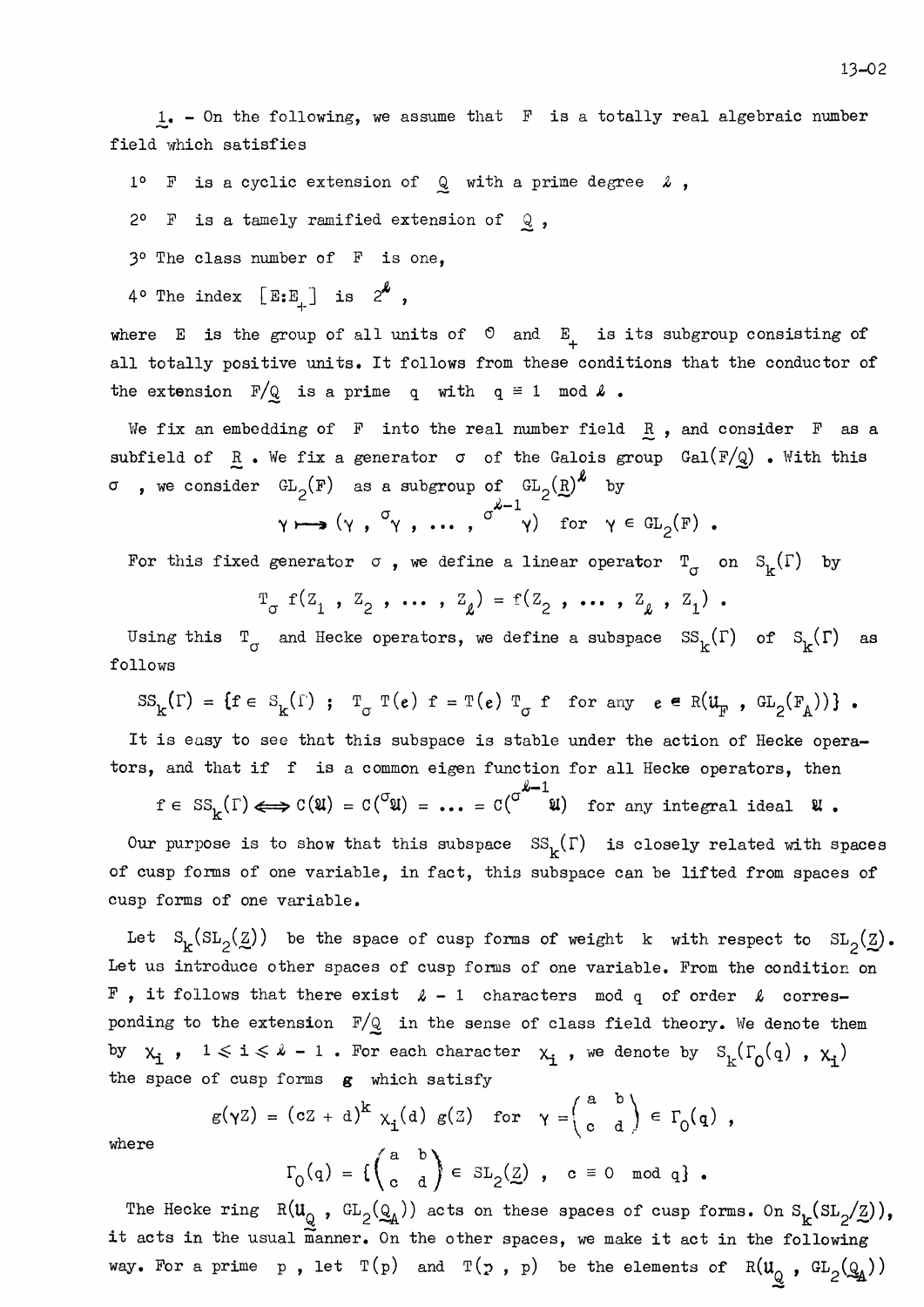**1.** – On the following, we assume that $F$ is a totally real algebraic number field which satisfies

1° $F$ is a cyclic extension of $\mathbb{Q}$ with a prime degree $\ell$ ,

2° $F$ is a tamely ramified extension of $\mathbb{Q}$ ,

3° The class number of $F$ is one,

4° The index $[E:E_+]$ is $2^\ell$ ,

where $E$ is the group of all units of $\mathcal{O}$ and $E_+$ is its subgroup consisting of all totally positive units. It follows from these conditions that the conductor of the extension $F/\mathbb{Q}$ is a prime $q$ with $q \equiv 1 \mod \ell$ .

We fix an embedding of $F$ into the real number field $\mathbb{R}$ , and consider $F$ as a subfield of $\mathbb{R}$ . We fix a generator $\sigma$ of the Galois group $\mathrm{Gal}(F/\mathbb{Q})$ . With this $\sigma$ , we consider $GL_2(F)$ as a subgroup of $GL_2(\mathbb{R})^\ell$ by

$$\gamma \longmapsto (\gamma \, , \, {}^{\sigma}\gamma \, , \, \ldots \, , \, {}^{\sigma^{\ell-1}}\gamma) \quad \text{for} \quad \gamma \in GL_2(F) \; .$$

For this fixed generator $\sigma$ , we define a linear operator $T_\sigma$ on $S_k(\Gamma)$ by

$$T_\sigma \, f(Z_1 \, , \, Z_2 \, , \, \ldots \, , \, Z_\ell) = f(Z_2 \, , \, \ldots \, , \, Z_\ell \, , \, Z_1) \; .$$

Using this $T_\sigma$ and Hecke operators, we define a subspace $SS_k(\Gamma)$ of $S_k(\Gamma)$ as follows

$$SS_k(\Gamma) = \{f \in S_k(\Gamma) \; ; \; T_\sigma \, T(e) \, f = T(e) \, T_\sigma \, f \quad \text{for any} \quad e \in R(\mathfrak{U}_F \, , \, GL_2(F_A))\} \; .$$

It is easy to see that this subspace is stable under the action of Hecke operators, and that if $f$ is a common eigen function for all Hecke operators, then

$$f \in SS_k(\Gamma) \Longleftrightarrow C(\mathfrak{A}) = C({}^{\sigma}\mathfrak{A}) = \ldots = C({}^{\sigma^{\ell-1}}\mathfrak{A}) \quad \text{for any integral ideal} \quad \mathfrak{A} \; .$$

Our purpose is to show that this subspace $SS_k(\Gamma)$ is closely related with spaces of cusp forms of one variable, in fact, this subspace can be lifted from spaces of cusp forms of one variable.

Let $S_k(SL_2(\mathbb{Z}))$ be the space of cusp forms of weight $k$ with respect to $SL_2(\mathbb{Z})$. Let us introduce other spaces of cusp forms of one variable. From the condition on $F$ , it follows that there exist $\ell - 1$ characters mod $q$ of order $\ell$ corresponding to the extension $F/\mathbb{Q}$ in the sense of class field theory. We denote them by $\chi_i$ , $1 \leqslant i \leqslant \ell - 1$ . For each character $\chi_i$ , we denote by $S_k(\Gamma_0(q) \, , \, \chi_i)$ the space of cusp forms $g$ which satisfy

$$g(\gamma Z) = (cZ + d)^k \, \chi_i(d) \, g(Z) \quad \text{for} \quad \gamma = \begin{pmatrix} a & b \\ c & d \end{pmatrix} \in \Gamma_0(q) \; ,$$

where

$$\Gamma_0(q) = \{ \begin{pmatrix} a & b \\ c & d \end{pmatrix} \in SL_2(\mathbb{Z}) \; , \quad c \equiv 0 \mod q\} \; .$$

The Hecke ring $R(\mathfrak{U}_\mathbb{Q} \, , \, GL_2(\mathbb{Q}_A))$ acts on these spaces of cusp forms. On $S_k(SL_2/\mathbb{Z}))$, it acts in the usual manner. On the other spaces, we make it act in the following way. For a prime $p$ , let $T(p)$ and $T(p \, , \, p)$ be the elements of $R(\mathfrak{U}_\mathbb{Q} \, , \, GL_2(\mathbb{Q}_A))$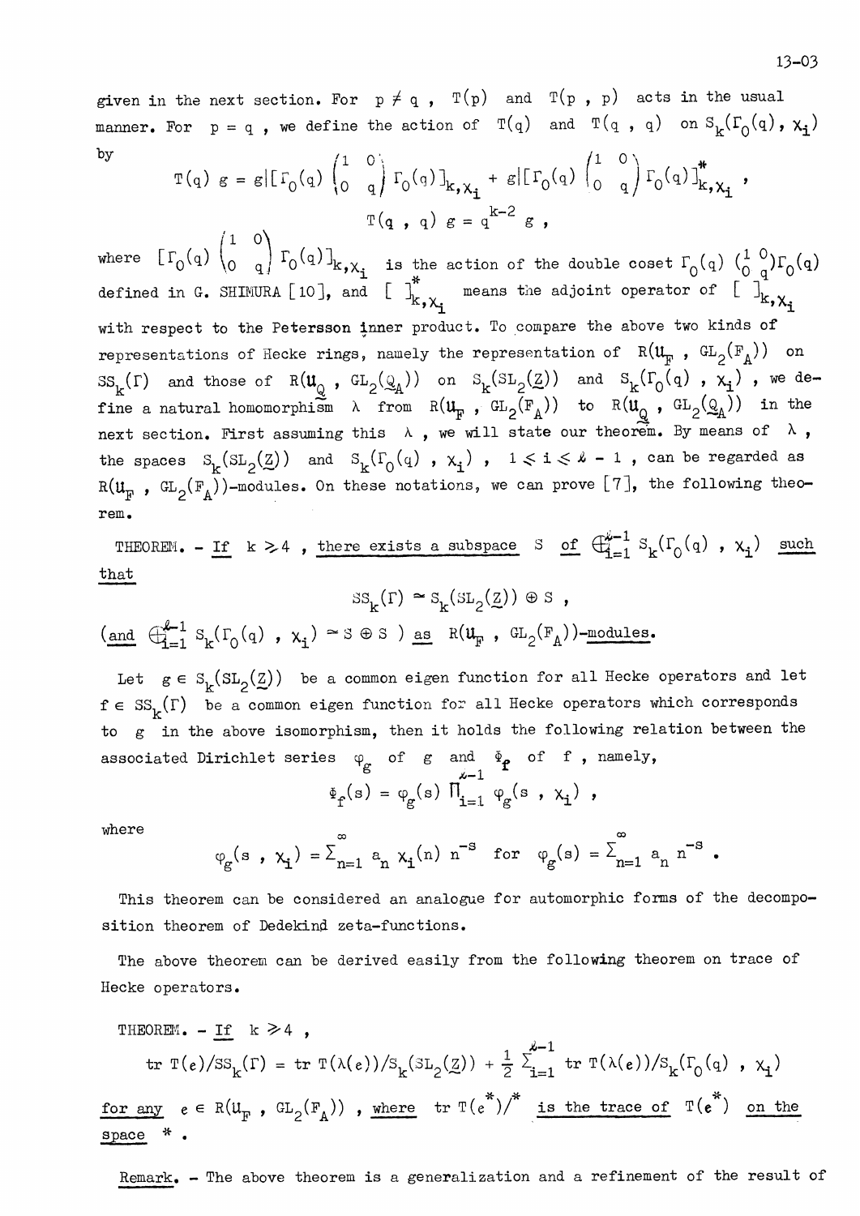given in the next section. For $p \neq q$, $T(p)$ and $T(p, p)$ acts in the usual manner. For $p = q$, we define the action of $T(q)$ and $T(q, q)$ on $S_k(\Gamma_0(q), \chi_i)$ by

$$T(q)\, g = g|[\Gamma_0(q) \begin{pmatrix} 1 & 0 \\ 0 & q \end{pmatrix} \Gamma_0(q)]_{k,\chi_i} + g|[\Gamma_0(q) \begin{pmatrix} 1 & 0 \\ 0 & q \end{pmatrix} \Gamma_0(q)]^{*}_{k,\chi_i} ,$$

$$T(q, q)\, g = q^{k-2}\, g ,$$

where $[\Gamma_0(q) \begin{pmatrix} 1 & 0 \\ 0 & q \end{pmatrix} \Gamma_0(q)]_{k,\chi_i}$ is the action of the double coset $\Gamma_0(q) \begin{pmatrix} 1 & 0 \\ 0 & q \end{pmatrix} \Gamma_0(q)$ defined in G. SHIMURA [10], and $[\ ]^{*}_{k,\chi_i}$ means the adjoint operator of $[\ ]_{k,\chi_i}$ with respect to the Petersson inner product. To compare the above two kinds of representations of Hecke rings, namely the representation of $R(\mathfrak{U}_F, GL_2(F_A))$ on $SS_k(\Gamma)$ and those of $R(\mathfrak{U}_{\underset{\sim}{Q}}, GL_2(\underset{\sim}{Q}_A))$ on $S_k(SL_2(\underset{\sim}{Z}))$ and $S_k(\Gamma_0(q), \chi_i)$, we define a natural homomorphism $\lambda$ from $R(\mathfrak{U}_F, GL_2(F_A))$ to $R(\mathfrak{U}_{\underset{\sim}{Q}}, GL_2(\underset{\sim}{Q}_A))$ in the next section. First assuming this $\lambda$, we will state our theorem. By means of $\lambda$, the spaces $S_k(SL_2(\underset{\sim}{Z}))$ and $S_k(\Gamma_0(q), \chi_i)$, $1 \leq i \leq \ell - 1$, can be regarded as $R(\mathfrak{U}_F, GL_2(F_A))$-modules. On these notations, we can prove [7], the following theorem.

THEOREM. - *If* $k \geq 4$, *there exists a subspace* $S$ *of* $\bigoplus_{i=1}^{\ell-1} S_k(\Gamma_0(q), \chi_i)$ *such that*

$$SS_k(\Gamma) \simeq S_k(SL_2(\underset{\sim}{Z})) \oplus S ,$$

*(and* $\bigoplus_{i=1}^{\ell-1} S_k(\Gamma_0(q), \chi_i) \simeq S \oplus S$ *) as* $R(\mathfrak{U}_F, GL_2(F_A))$*-modules.*

Let $g \in S_k(SL_2(\underset{\sim}{Z}))$ be a common eigen function for all Hecke operators and let $f \in SS_k(\Gamma)$ be a common eigen function for all Hecke operators which corresponds to $g$ in the above isomorphism, then it holds the following relation between the associated Dirichlet series $\varphi_g$ of $g$ and $\Phi_f$ of $f$, namely,

$$\Phi_f(s) = \varphi_g(s) \prod_{i=1}^{\ell-1} \varphi_g(s, \chi_i) ,$$

where

$$\varphi_g(s, \chi_i) = \sum_{n=1}^{\infty} a_n\, \chi_i(n)\, n^{-s} \quad \text{for} \quad \varphi_g(s) = \sum_{n=1}^{\infty} a_n\, n^{-s} .$$

This theorem can be considered an analogue for automorphic forms of the decomposition theorem of Dedekind zeta-functions.

The above theorem can be derived easily from the following theorem on trace of Hecke operators.

THEOREM. - *If* $k \geq 4$,

$$\operatorname{tr} T(e)/SS_k(\Gamma) = \operatorname{tr} T(\lambda(e))/S_k(SL_2(\underset{\sim}{Z})) + \frac{1}{2} \sum_{i=1}^{\ell-1} \operatorname{tr} T(\lambda(e))/S_k(\Gamma_0(q), \chi_i)$$

*for any* $e \in R(\mathfrak{U}_F, GL_2(F_A))$, *where* $\operatorname{tr} T(e^*)/^*$ *is the trace of* $T(e^*)$ *on the space* $*$.

Remark. - The above theorem is a generalization and a refinement of the result of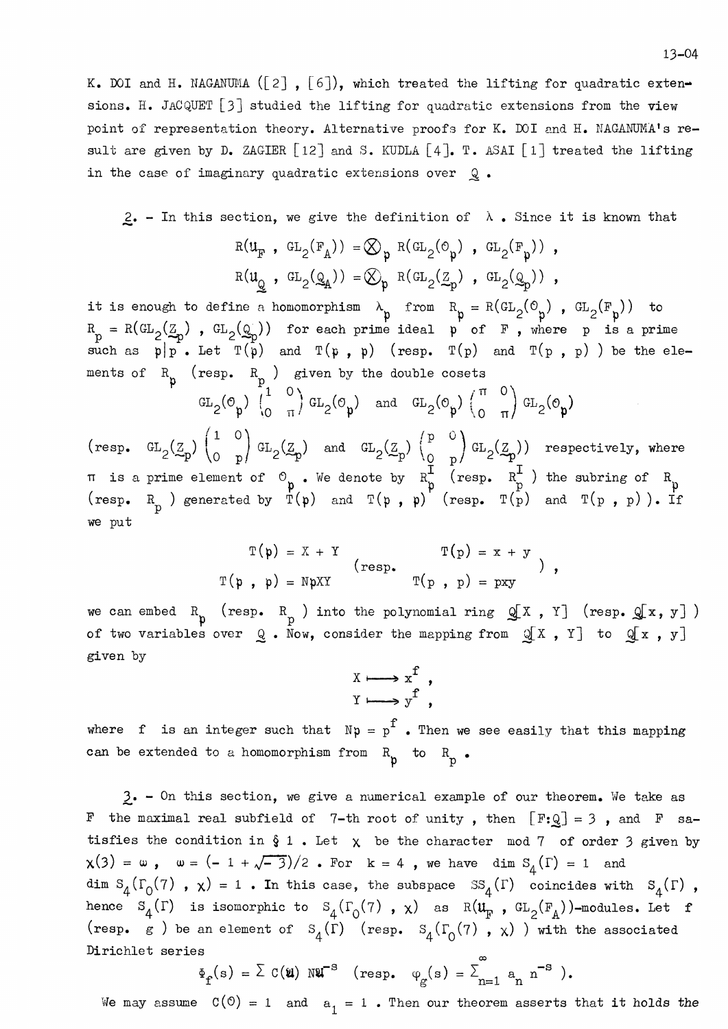K. DOI and H. NAGANUMA ([2] , [6]), which treated the lifting for quadratic extensions. H. JACQUET [3] studied the lifting for quadratic extensions from the view point of representation theory. Alternative proofs for K. DOI and H. NAGANUMA's result are given by D. ZAGIER [12] and S. KUDLA [4]. T. ASAI [1] treated the lifting in the case of imaginary quadratic extensions over $\mathbb{Q}$ .

**2.** - In this section, we give the definition of $\lambda$ . Since it is known that

$$R(\mathfrak{U}_F , GL_2(F_A)) = \bigotimes_{\mathfrak{p}} R(GL_2(\mathcal{O}_{\mathfrak{p}}) , GL_2(F_{\mathfrak{p}})) ,$$

$$R(\mathfrak{U}_{\mathbb{Q}} , GL_2(\mathbb{Q}_A)) = \bigotimes_p R(GL_2(\mathbb{Z}_p) , GL_2(\mathbb{Q}_p)) ,$$

it is enough to define a homomorphism $\lambda_{\mathfrak{p}}$ from $R_{\mathfrak{p}} = R(GL_2(\mathcal{O}_{\mathfrak{p}}) , GL_2(F_{\mathfrak{p}}))$ to $R_p = R(GL_2(\mathbb{Z}_p) , GL_2(\mathbb{Q}_p))$ for each prime ideal $\mathfrak{p}$ of $F$ , where $p$ is a prime such as $\mathfrak{p}|p$ . Let $T(\mathfrak{p})$ and $T(\mathfrak{p} , \mathfrak{p})$ (resp. $T(p)$ and $T(p , p)$ ) be the elements of $R_{\mathfrak{p}}$ (resp. $R_p$ ) given by the double cosets

$$GL_2(\mathcal{O}_{\mathfrak{p}}) \begin{pmatrix} 1 & 0 \\ 0 & \pi \end{pmatrix} GL_2(\mathcal{O}_{\mathfrak{p}}) \quad \text{and} \quad GL_2(\mathcal{O}_{\mathfrak{p}}) \begin{pmatrix} \pi & 0 \\ 0 & \pi \end{pmatrix} GL_2(\mathcal{O}_{\mathfrak{p}})$$

(resp. $GL_2(\mathbb{Z}_p) \begin{pmatrix} 1 & 0 \\ 0 & p \end{pmatrix} GL_2(\mathbb{Z}_p)$ and $GL_2(\mathbb{Z}_p) \begin{pmatrix} p & 0 \\ 0 & p \end{pmatrix} GL_2(\mathbb{Z}_p)$) respectively, where $\pi$ is a prime element of $\mathcal{O}_{\mathfrak{p}}$ . We denote by $R_{\mathfrak{p}}^I$ (resp. $R_p^I$ ) the subring of $R_{\mathfrak{p}}$ (resp. $R_p$ ) generated by $T(\mathfrak{p})$ and $T(\mathfrak{p} , \mathfrak{p})$ (resp. $T(p)$ and $T(p , p)$ ). If we put

$$\begin{matrix} T(\mathfrak{p}) = X + Y \\ T(\mathfrak{p} , \mathfrak{p}) = N\mathfrak{p}XY \end{matrix} \qquad \left(\text{resp.} \quad \begin{matrix} T(p) = x + y \\ T(p , p) = pxy \end{matrix}\right) ,$$

we can embed $R_{\mathfrak{p}}$ (resp. $R_p$ ) into the polynomial ring $\mathbb{Q}[X , Y]$ (resp. $\mathbb{Q}[x , y]$ ) of two variables over $\mathbb{Q}$ . Now, consider the mapping from $\mathbb{Q}[X , Y]$ to $\mathbb{Q}[x , y]$ given by

$$X \longmapsto x^f ,$$
$$Y \longmapsto y^f ,$$

where $f$ is an integer such that $N\mathfrak{p} = p^f$ . Then we see easily that this mapping can be extended to a homomorphism from $R_{\mathfrak{p}}$ to $R_p$ .

**3.** - On this section, we give a numerical example of our theorem. We take as $F$ the maximal real subfield of 7-th root of unity , then $[F:\mathbb{Q}] = 3$ , and $F$ satisfies the condition in § 1 . Let $\chi$ be the character mod 7 of order 3 given by $\chi(3) = \omega$ , $\omega = (-1 + \sqrt{-3})/2$ . For $k = 4$ , we have $\dim S_4(\Gamma) = 1$ and $\dim S_4(\Gamma_0(7) , \chi) = 1$ . In this case, the subspace $SS_4(\Gamma)$ coincides with $S_4(\Gamma)$ , hence $S_4(\Gamma)$ is isomorphic to $S_4(\Gamma_0(7) , \chi)$ as $R(\mathfrak{U}_F , GL_2(F_A))$-modules. Let $f$ (resp. $g$ ) be an element of $S_4(\Gamma)$ (resp. $S_4(\Gamma_0(7) , \chi)$ ) with the associated Dirichlet series

$$\Phi_f(s) = \sum C(\mathfrak{U}) N\mathfrak{U}^{-s} \quad (\text{resp. } \varphi_g(s) = \sum_{n=1}^{\infty} a_n n^{-s} ).$$

We may assume $C(\mathcal{O}) = 1$ and $a_1 = 1$ . Then our theorem asserts that it holds the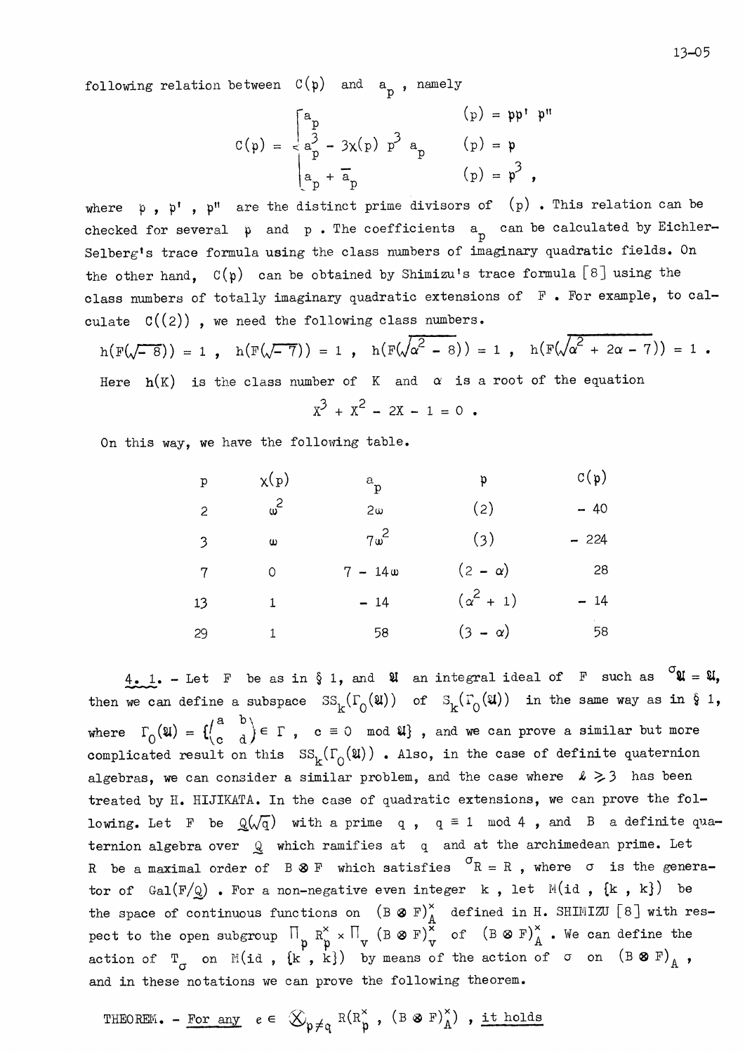following relation between $C(\mathfrak{p})$ and $a_p$, namely

$$C(\mathfrak{p}) = \begin{cases} a_p & (p) = \mathfrak{p}\mathfrak{p}'\mathfrak{p}'' \\ a_p^3 - 3\chi(p)\, p^3\, a_p & (p) = \mathfrak{p} \\ a_p + \overline{a}_p & (p) = \mathfrak{p}^3 , \end{cases}$$

where $\mathfrak{p}$, $\mathfrak{p}'$, $\mathfrak{p}''$ are the distinct prime divisors of $(p)$. This relation can be checked for several $\mathfrak{p}$ and $p$. The coefficients $a_p$ can be calculated by Eichler-Selberg's trace formula using the class numbers of imaginary quadratic fields. On the other hand, $C(\mathfrak{p})$ can be obtained by Shimizu's trace formula [8] using the class numbers of totally imaginary quadratic extensions of $F$. For example, to calculate $C((2))$, we need the following class numbers.

$h(F(\sqrt{-8})) = 1$, $h(F(\sqrt{-7})) = 1$, $h(F(\sqrt{\alpha^2 - 8})) = 1$, $h(F(\sqrt{\alpha^2 + 2\alpha - 7})) = 1$.

Here $h(K)$ is the class number of $K$ and $\alpha$ is a root of the equation

$$X^3 + X^2 - 2X - 1 = 0 .$$

On this way, we have the following table.

| $p$ | $\chi(p)$ | $a_p$ | $\mathfrak{p}$ | $C(\mathfrak{p})$ |
|---|---|---|---|---|
| 2 | $\omega^2$ | $2\omega$ | $(2)$ | $-40$ |
| 3 | $\omega$ | $7\omega^2$ | $(3)$ | $-224$ |
| 7 | 0 | $7 - 14\omega$ | $(2-\alpha)$ | 28 |
| 13 | 1 | $-14$ | $(\alpha^2 + 1)$ | $-14$ |
| 29 | 1 | 58 | $(3-\alpha)$ | 58 |

**4. 1.** - Let $F$ be as in § 1, and $\mathfrak{A}$ an integral ideal of $F$ such as ${}^{\sigma}\mathfrak{A} = \mathfrak{A}$, then we can define a subspace $SS_k(\Gamma_0(\mathfrak{A}))$ of $S_k(\Gamma_0(\mathfrak{A}))$ in the same way as in § 1, where $\Gamma_0(\mathfrak{A}) = \{\begin{pmatrix} a & b \\ c & d \end{pmatrix} \in \Gamma ,\ c \equiv 0 \mod \mathfrak{A}\}$, and we can prove a similar but more complicated result on this $SS_k(\Gamma_0(\mathfrak{A}))$. Also, in the case of definite quaternion algebras, we can consider a similar problem, and the case where $\ell \geqslant 3$ has been treated by H. HIJIKATA. In the case of quadratic extensions, we can prove the following. Let $F$ be $\mathbb{Q}(\sqrt{q})$ with a prime $q$, $q \equiv 1 \mod 4$, and $B$ a definite quaternion algebra over $\mathbb{Q}$ which ramifies at $q$ and at the archimedean prime. Let $R$ be a maximal order of $B \otimes F$ which satisfies ${}^{\sigma}R = R$, where $\sigma$ is the generator of $\mathrm{Gal}(F/\mathbb{Q})$. For a non-negative even integer $k$, let $M(\mathrm{id}, \{k , k\})$ be the space of continuous functions on $(B \otimes F)_A^{\times}$ defined in H. SHIMIZU [8] with respect to the open subgroup $\prod_p R_p^{\times} \times \prod_v (B \otimes F)_v^{\times}$ of $(B \otimes F)_A^{\times}$. We can define the action of $T_\sigma$ on $M(\mathrm{id}, \{k , k\})$ by means of the action of $\sigma$ on $(B \otimes F)_A$, and in these notations we can prove the following theorem.

THEOREM. - *For any* $e \in \bigotimes_{p \neq q} R(R_p^{\times}, (B \otimes F)_A^{\times})$, *it holds*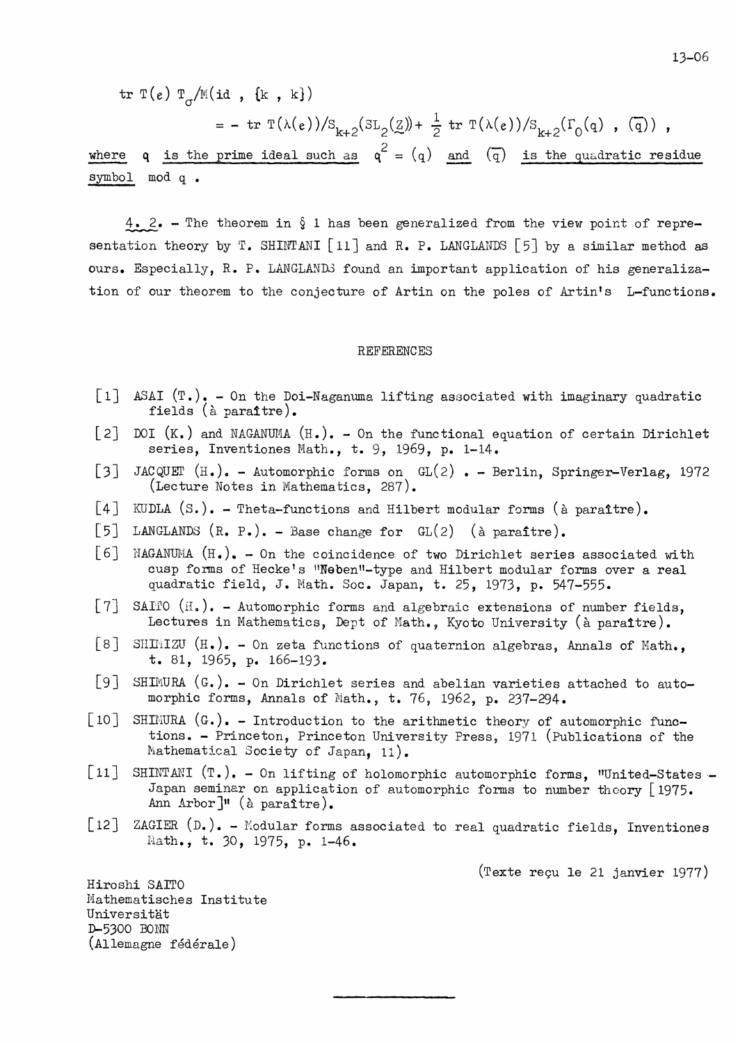$$\operatorname{tr} T(\varepsilon)\, T_\sigma / \mathfrak{M}(\mathrm{id}\ ,\ \{k\ ,\ k\})$$
$$= -\operatorname{tr} T(\lambda(\varepsilon))/S_{k+2}(SL_2(\underline{Z})) + \frac{1}{2} \operatorname{tr} T(\lambda(\varepsilon))/S_{k+2}(\Gamma_0(q)\ ,\ (\overline{q}))\ ,$$

where $\mathfrak{q}$ is the prime ideal such as $\mathfrak{q}^2 = (q)$ and $(\overline{q})$ is the quadratic residue symbol mod $q$ .

4. 2. - The theorem in § 1 has been generalized from the view point of representation theory by T. SHINTANI [11] and R. P. LANGLANDS [5] by a similar method as ours. Especially, R. P. LANGLANDS found an important application of his generalization of our theorem to the conjecture of Artin on the poles of Artin's L-functions.

## REFERENCES

[1] ASAI (T.). - On the Doi-Naganuma lifting associated with imaginary quadratic fields (à paraître).

[2] DOI (K.) and NAGANUMA (H.). - On the functional equation of certain Dirichlet series, Inventiones Math., t. 9, 1969, p. 1-14.

[3] JACQUET (H.). - Automorphic forms on GL(2) . - Berlin, Springer-Verlag, 1972 (Lecture Notes in Mathematics, 287).

[4] KUDLA (S.). - Theta-functions and Hilbert modular forms (à paraître).

[5] LANGLANDS (R. P.). - Base change for GL(2) (à paraître).

[6] NAGANUMA (H.). - On the coincidence of two Dirichlet series associated with cusp forms of Hecke's "Neben"-type and Hilbert modular forms over a real quadratic field, J. Math. Soc. Japan, t. 25, 1973, p. 547-555.

[7] SAITO (H.). - Automorphic forms and algebraic extensions of number fields, Lectures in Mathematics, Dept of Math., Kyoto University (à paraître).

[8] SHIMIZU (H.). - On zeta functions of quaternion algebras, Annals of Math., t. 81, 1965, p. 166-193.

[9] SHIMURA (G.). - On Dirichlet series and abelian varieties attached to automorphic forms, Annals of Math., t. 76, 1962, p. 237-294.

[10] SHIMURA (G.). - Introduction to the arithmetic theory of automorphic functions. - Princeton, Princeton University Press, 1971 (Publications of the Mathematical Society of Japan, 11).

[11] SHINTANI (T.). - On lifting of holomorphic automorphic forms, "United-States - Japan seminar on application of automorphic forms to number theory [1975. Ann Arbor]" (à paraître).

[12] ZAGIER (D.). - Modular forms associated to real quadratic fields, Inventiones Math., t. 30, 1975, p. 1-46.

(Texte reçu le 21 janvier 1977)

Hiroshi SAITO
Mathematisches Institute
Universität
D-5300 BONN
(Allemagne fédérale)